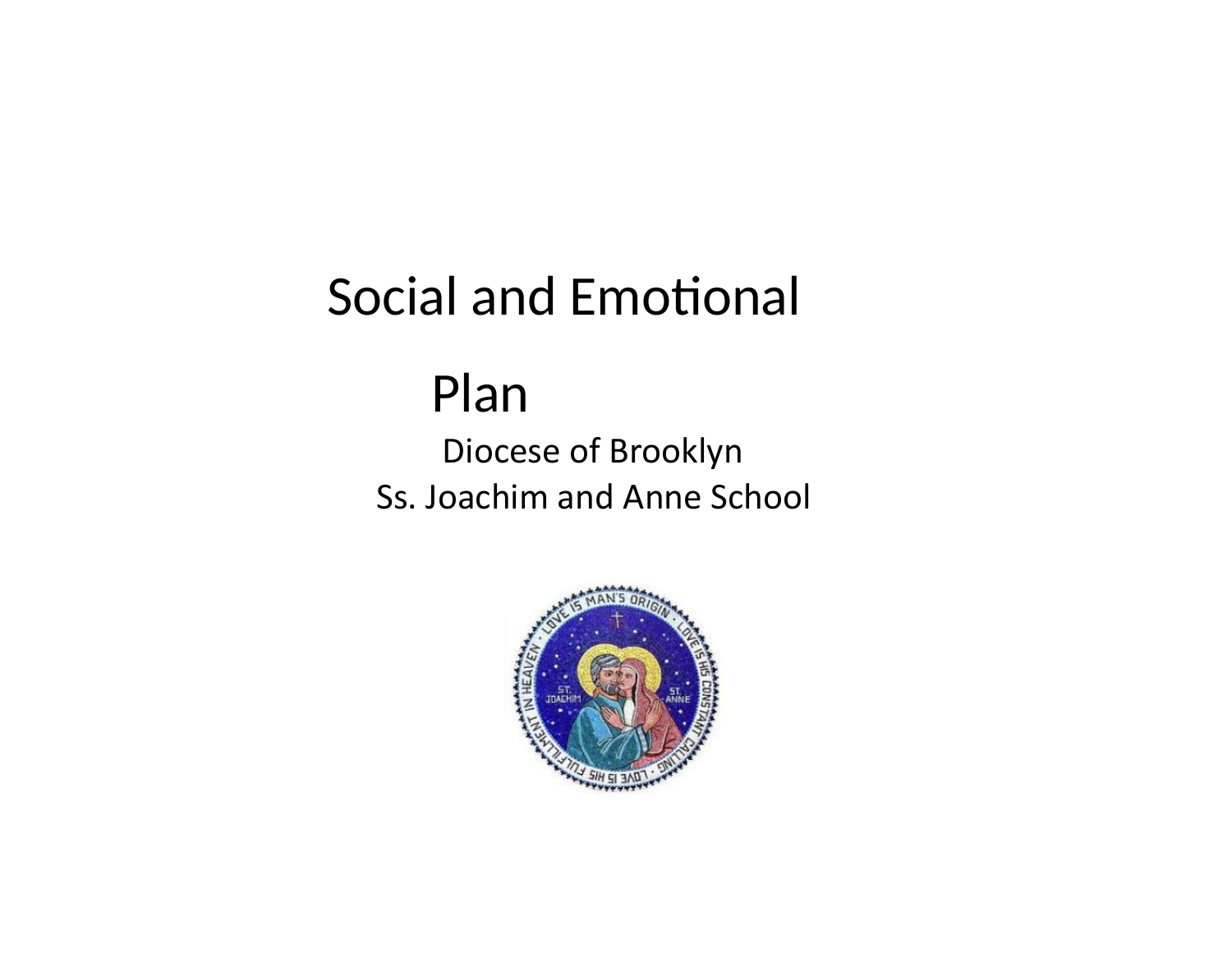# Social and Emotional Plan

Diocese of Brooklyn

Ss. Joachim and Anne School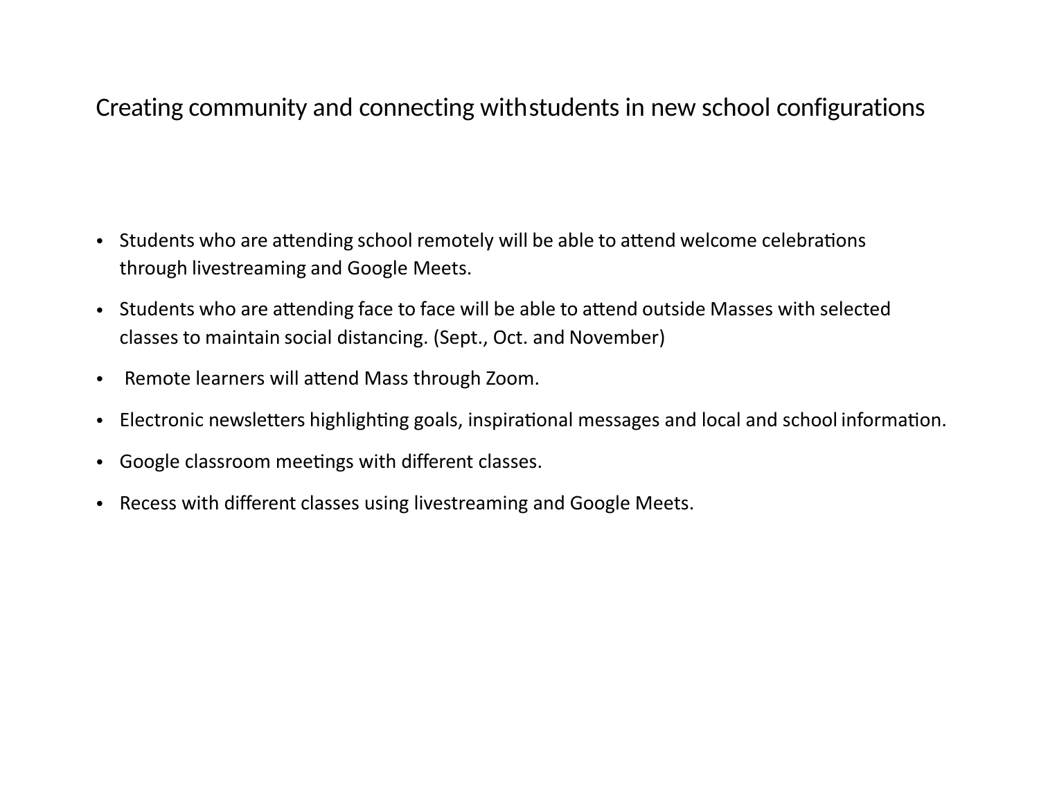# Creating community and connecting with students in new school configurations

- Students who are attending school remotely will be able to attend welcome celebrations through livestreaming and Google Meets.
- Students who are attending face to face will be able to attend outside Masses with selected classes to maintain social distancing. (Sept., Oct. and November)
- Remote learners will attend Mass through Zoom.
- Electronic newsletters highlighting goals, inspirational messages and local and school information.
- Google classroom meetings with different classes.
- Recess with different classes using livestreaming and Google Meets.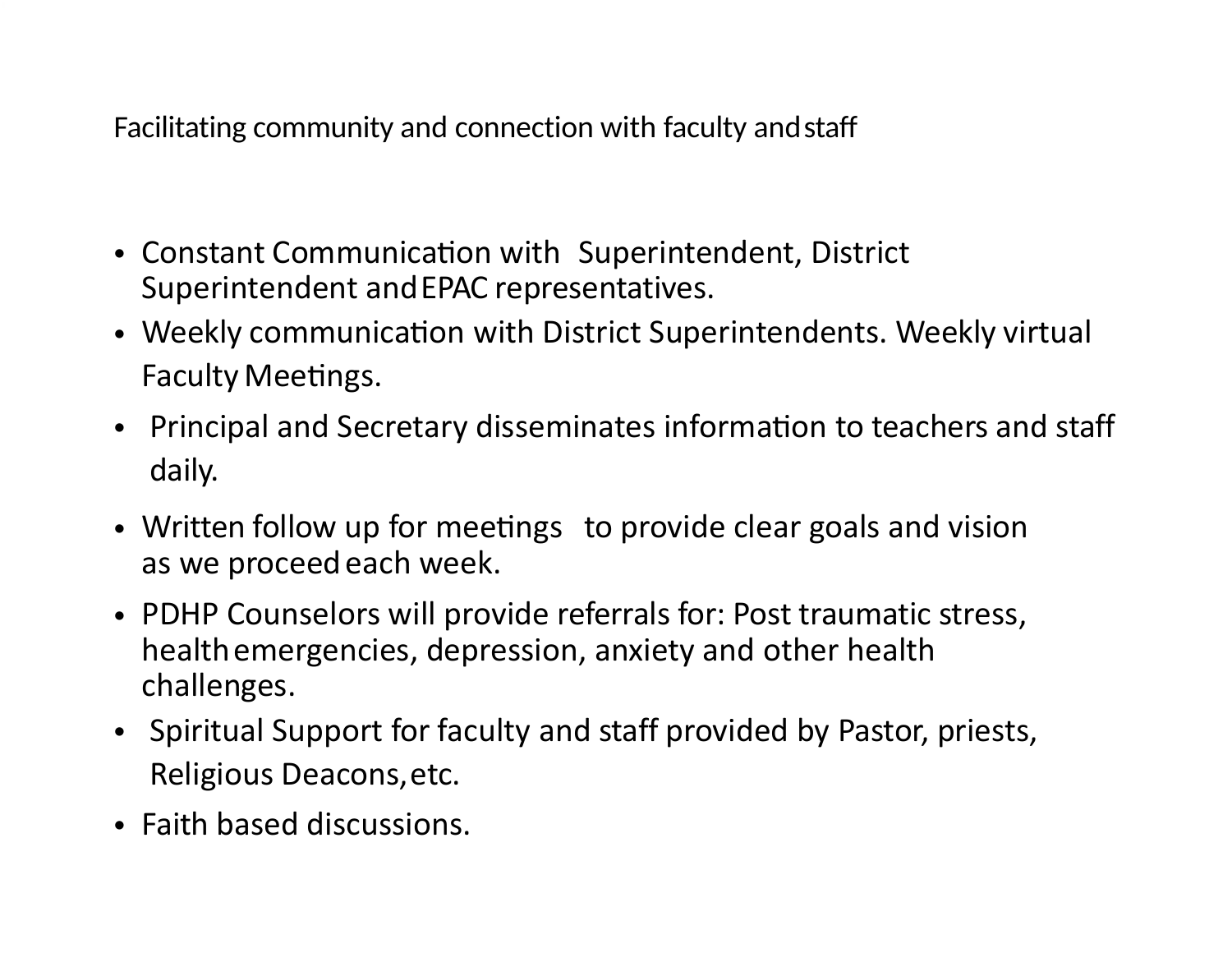## Facilitating community and connection with faculty and staff

- Constant Communication with Superintendent, District Superintendent and EPAC representatives.
- Weekly communication with District Superintendents. Weekly virtual Faculty Meetings.
- Principal and Secretary disseminates information to teachers and staff daily.
- Written follow up for meetings to provide clear goals and vision as we proceed each week.
- PDHP Counselors will provide referrals for: Post traumatic stress, health emergencies, depression, anxiety and other health challenges.
- Spiritual Support for faculty and staff provided by Pastor, priests, Religious Deacons, etc.
- Faith based discussions.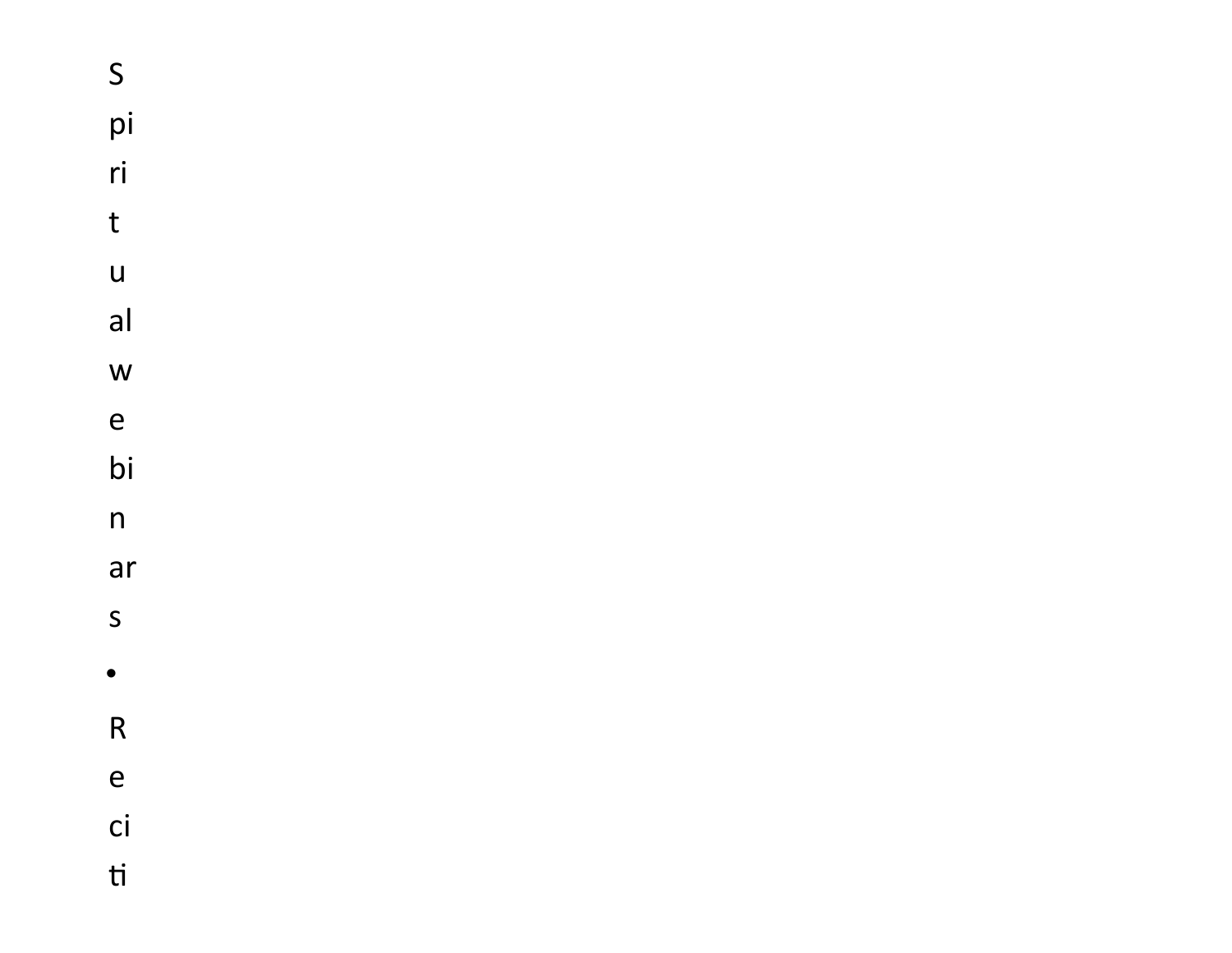Spiritual webinars

- Reciti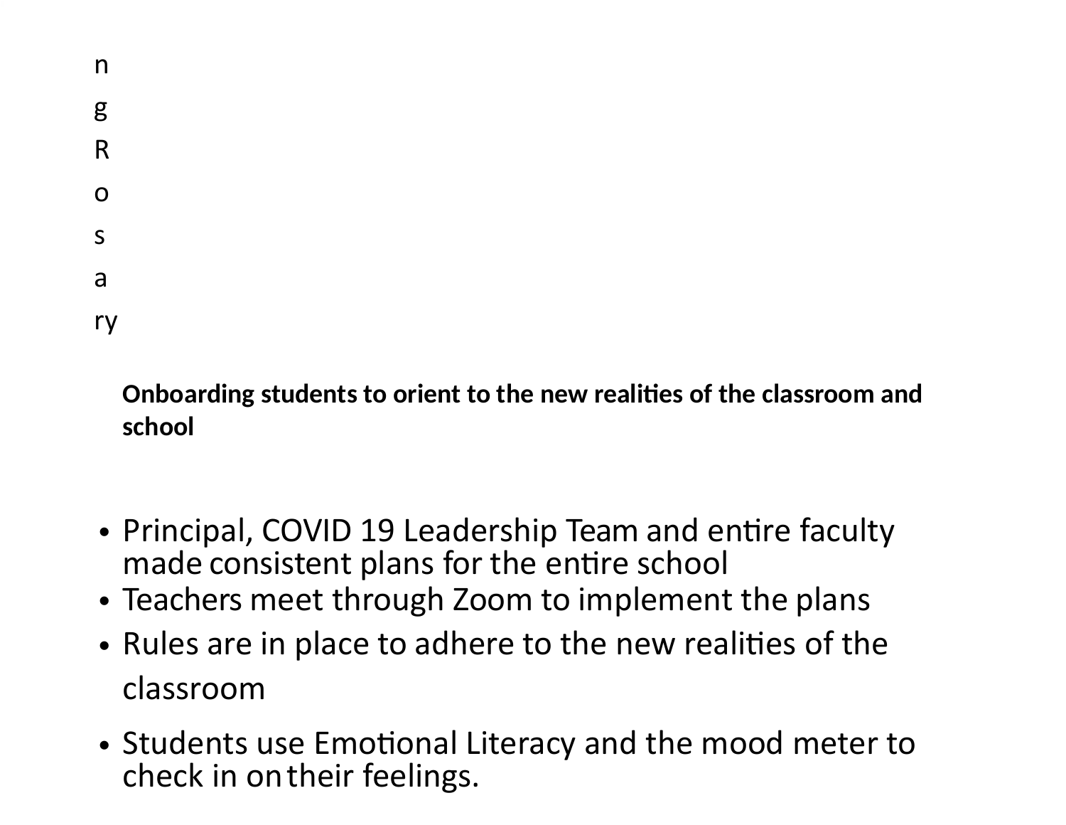n
g
R
o
s
a
ry

**Onboarding students to orient to the new realities of the classroom and school**

- Principal, COVID 19 Leadership Team and entire faculty made consistent plans for the entire school
- Teachers meet through Zoom to implement the plans
- Rules are in place to adhere to the new realities of the classroom
- Students use Emotional Literacy and the mood meter to check in on their feelings.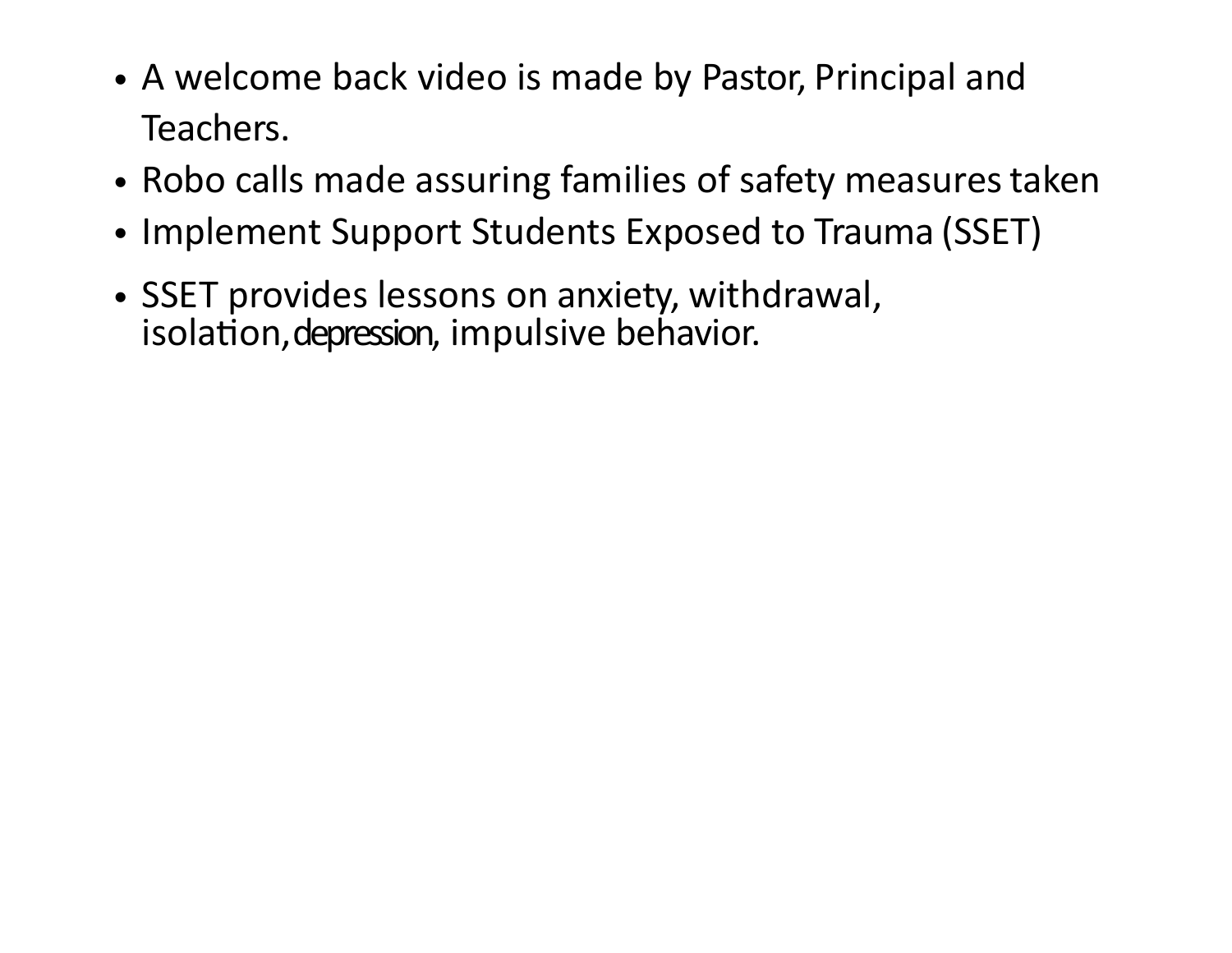- A welcome back video is made by Pastor, Principal and Teachers.
- Robo calls made assuring families of safety measures taken
- Implement Support Students Exposed to Trauma (SSET)
- SSET provides lessons on anxiety, withdrawal, isolation, depression, impulsive behavior.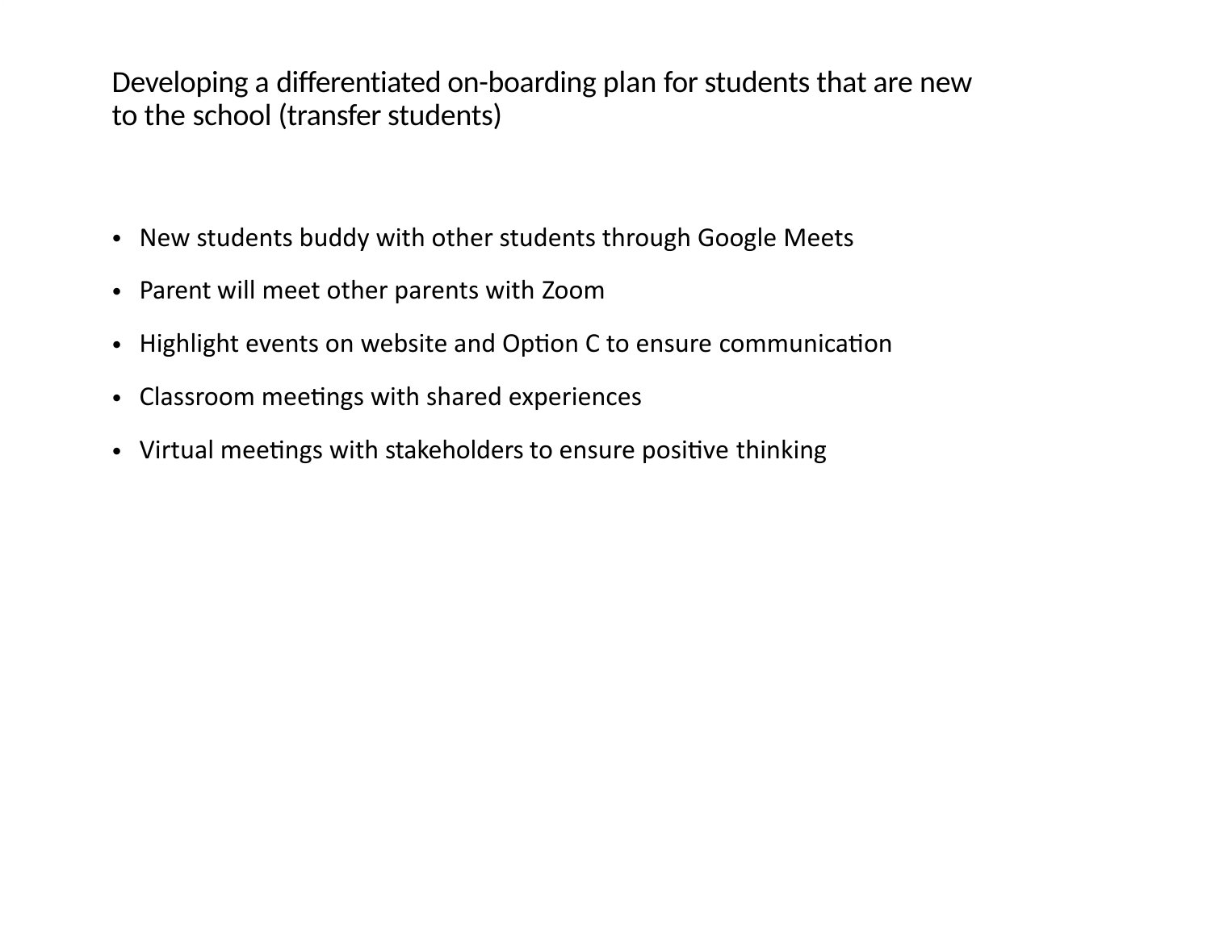# Developing a differentiated on-boarding plan for students that are new to the school (transfer students)

- New students buddy with other students through Google Meets
- Parent will meet other parents with Zoom
- Highlight events on website and Option C to ensure communication
- Classroom meetings with shared experiences
- Virtual meetings with stakeholders to ensure positive thinking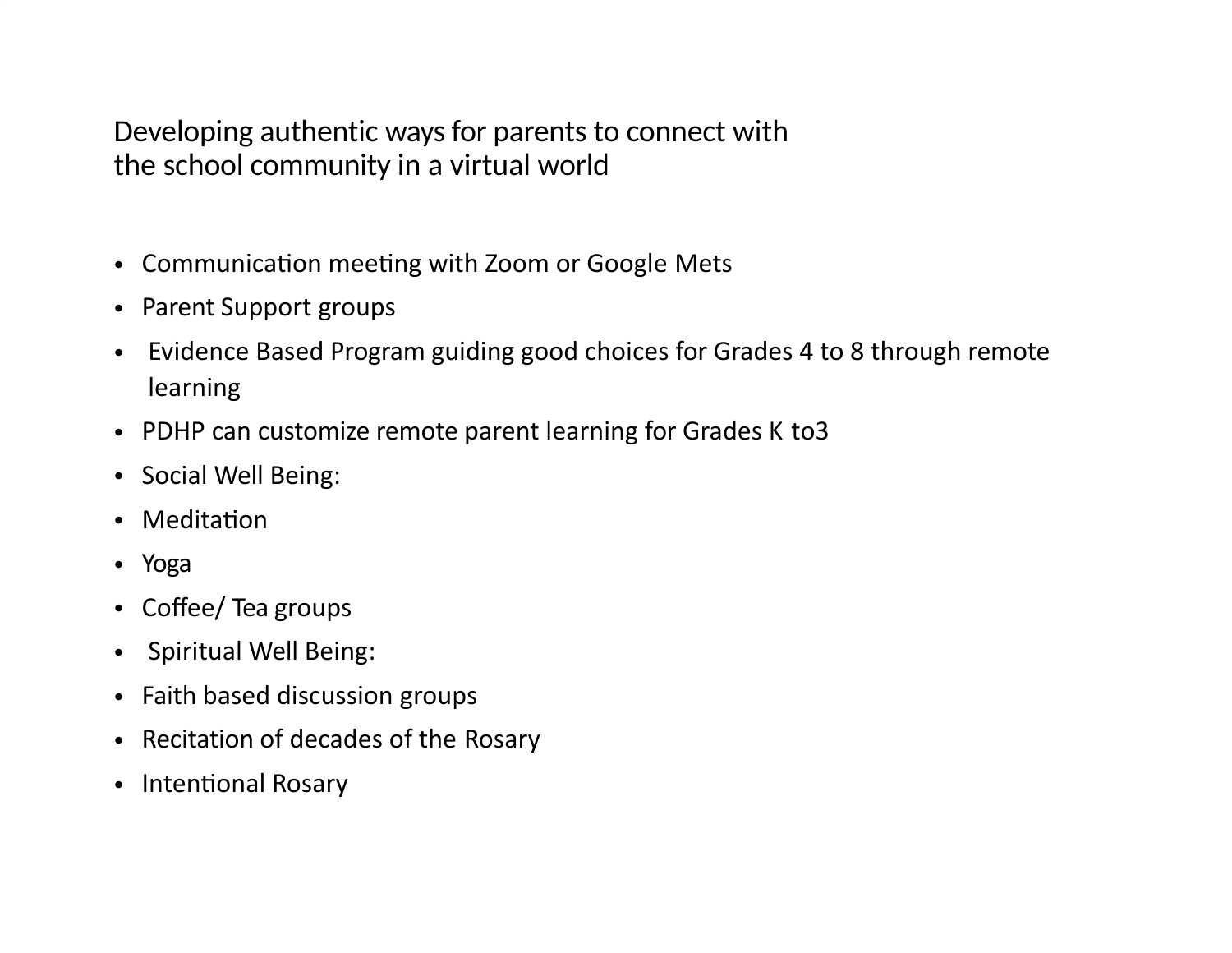## Developing authentic ways for parents to connect with the school community in a virtual world

- Communication meeting with Zoom or Google Mets
- Parent Support groups
- Evidence Based Program guiding good choices for Grades 4 to 8 through remote learning
- PDHP can customize remote parent learning for Grades K to3
- Social Well Being:
- Meditation
- Yoga
- Coffee/ Tea groups
- Spiritual Well Being:
- Faith based discussion groups
- Recitation of decades of the Rosary
- Intentional Rosary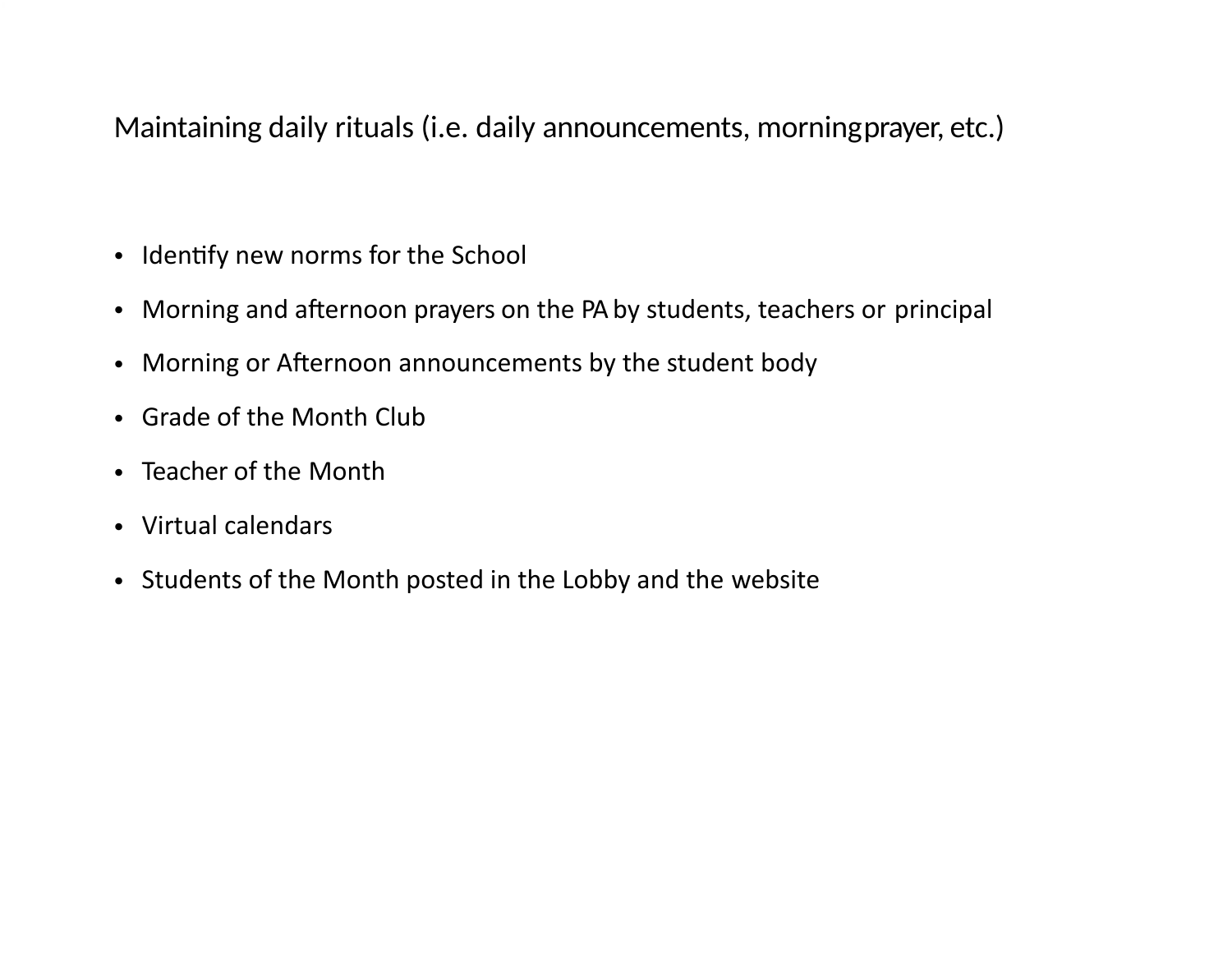## Maintaining daily rituals (i.e. daily announcements, morning prayer, etc.)

- Identify new norms for the School
- Morning and afternoon prayers on the PA by students, teachers or principal
- Morning or Afternoon announcements by the student body
- Grade of the Month Club
- Teacher of the Month
- Virtual calendars
- Students of the Month posted in the Lobby and the website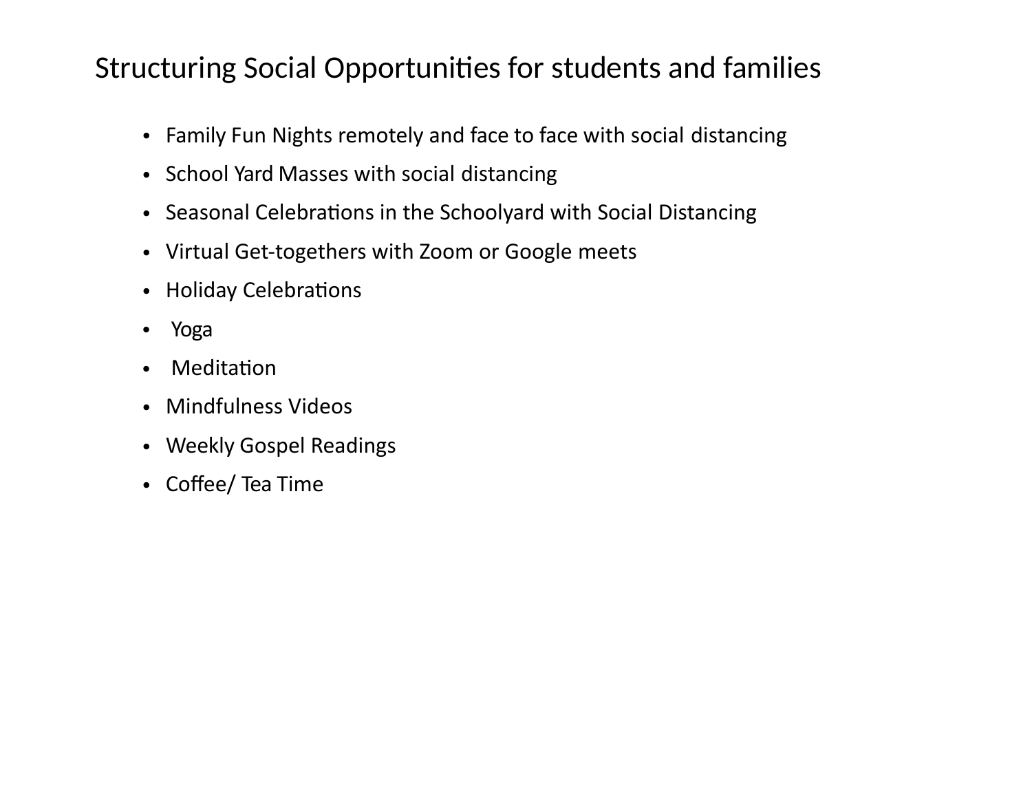# Structuring Social Opportunities for students and families

- Family Fun Nights remotely and face to face with social distancing
- School Yard Masses with social distancing
- Seasonal Celebrations in the Schoolyard with Social Distancing
- Virtual Get-togethers with Zoom or Google meets
- Holiday Celebrations
- Yoga
- Meditation
- Mindfulness Videos
- Weekly Gospel Readings
- Coffee/ Tea Time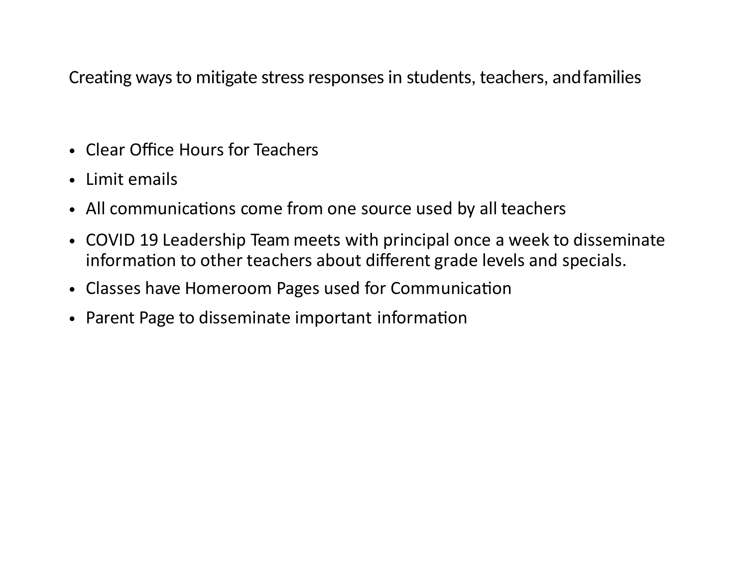## Creating ways to mitigate stress responses in students, teachers, and families

- Clear Office Hours for Teachers
- Limit emails
- All communications come from one source used by all teachers
- COVID 19 Leadership Team meets with principal once a week to disseminate information to other teachers about different grade levels and specials.
- Classes have Homeroom Pages used for Communication
- Parent Page to disseminate important information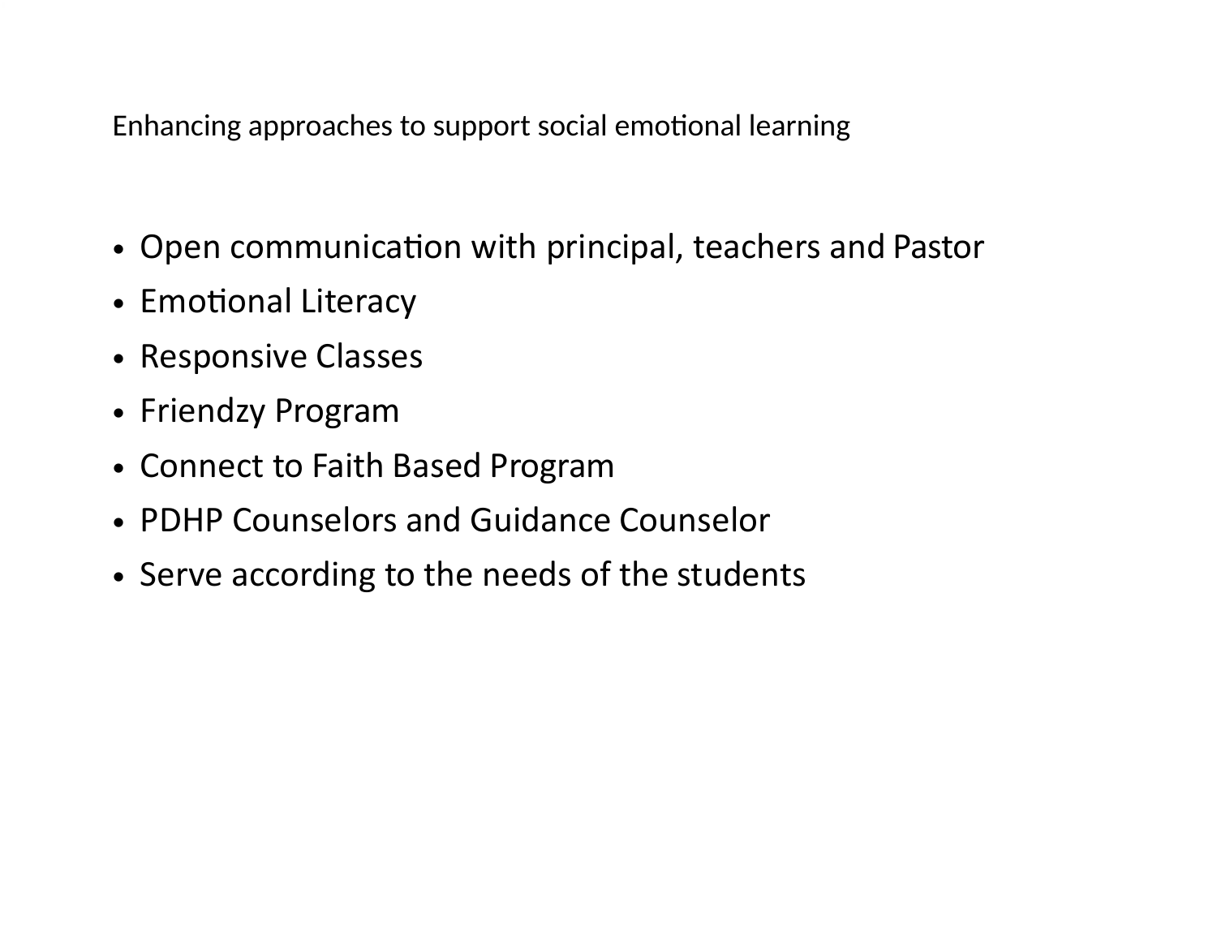Enhancing approaches to support social emotional learning

- Open communication with principal, teachers and Pastor
- Emotional Literacy
- Responsive Classes
- Friendzy Program
- Connect to Faith Based Program
- PDHP Counselors and Guidance Counselor
- Serve according to the needs of the students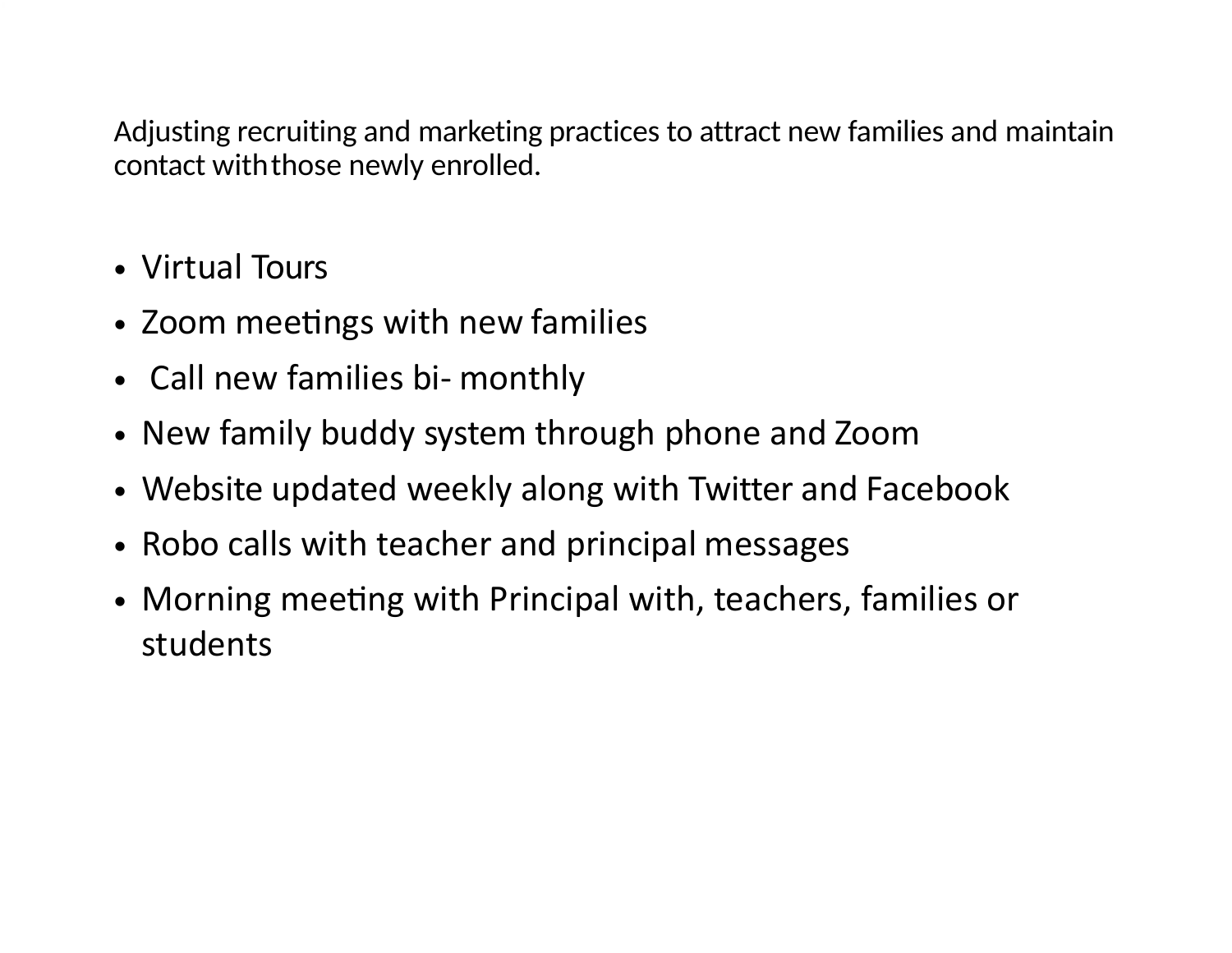Adjusting recruiting and marketing practices to attract new families and maintain contact with those newly enrolled.

- Virtual Tours
- Zoom meetings with new families
- Call new families bi- monthly
- New family buddy system through phone and Zoom
- Website updated weekly along with Twitter and Facebook
- Robo calls with teacher and principal messages
- Morning meeting with Principal with, teachers, families or students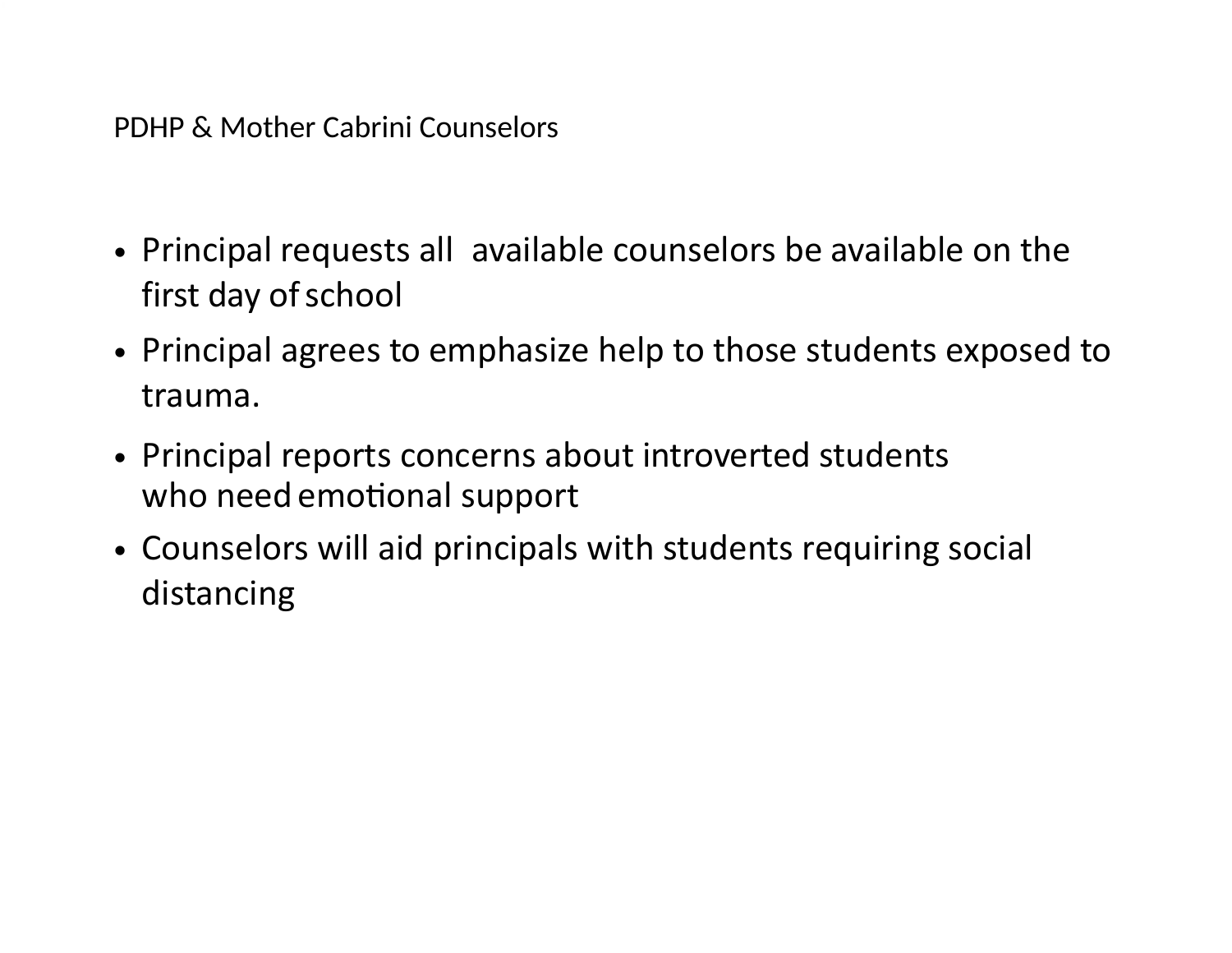PDHP & Mother Cabrini Counselors

- Principal requests all available counselors be available on the first day of school
- Principal agrees to emphasize help to those students exposed to trauma.
- Principal reports concerns about introverted students who need emotional support
- Counselors will aid principals with students requiring social distancing